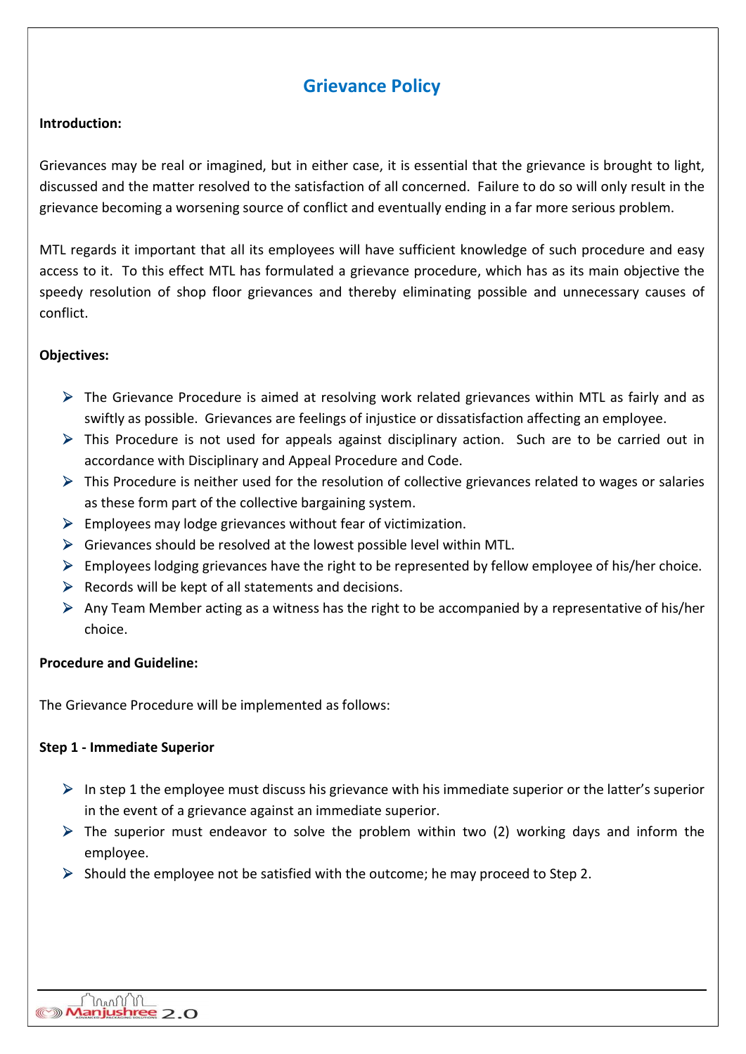# Grievance Policy

**Introduction:**

Grievances may be real or imagined, but in either case, it is essential that the grievance is brought to light, discussed and the matter resolved to the satisfaction of all concerned. Failure to do so will only result in the grievance becoming a worsening source of conflict and eventually ending in a far more serious problem.

MTL regards it important that all its employees will have sufficient knowledge of such procedure and easy access to it. To this effect MTL has formulated a grievance procedure, which has as its main objective the speedy resolution of shop floor grievances and thereby eliminating possible and unnecessary causes of conflict.

**Objectives:**

- The Grievance Procedure is aimed at resolving work related grievances within MTL as fairly and as swiftly as possible. Grievances are feelings of injustice or dissatisfaction affecting an employee.
- This Procedure is not used for appeals against disciplinary action. Such are to be carried out in accordance with Disciplinary and Appeal Procedure and Code.
- This Procedure is neither used for the resolution of collective grievances related to wages or salaries as these form part of the collective bargaining system.
- Employees may lodge grievances without fear of victimization.
- Grievances should be resolved at the lowest possible level within MTL.
- Employees lodging grievances have the right to be represented by fellow employee of his/her choice.
- Records will be kept of all statements and decisions.
- Any Team Member acting as a witness has the right to be accompanied by a representative of his/her choice.

**Procedure and Guideline:**

The Grievance Procedure will be implemented as follows:

**Step 1 - Immediate Superior**

- In step 1 the employee must discuss his grievance with his immediate superior or the latter's superior in the event of a grievance against an immediate superior.
- The superior must endeavor to solve the problem within two (2) working days and inform the employee.
- Should the employee not be satisfied with the outcome; he may proceed to Step 2.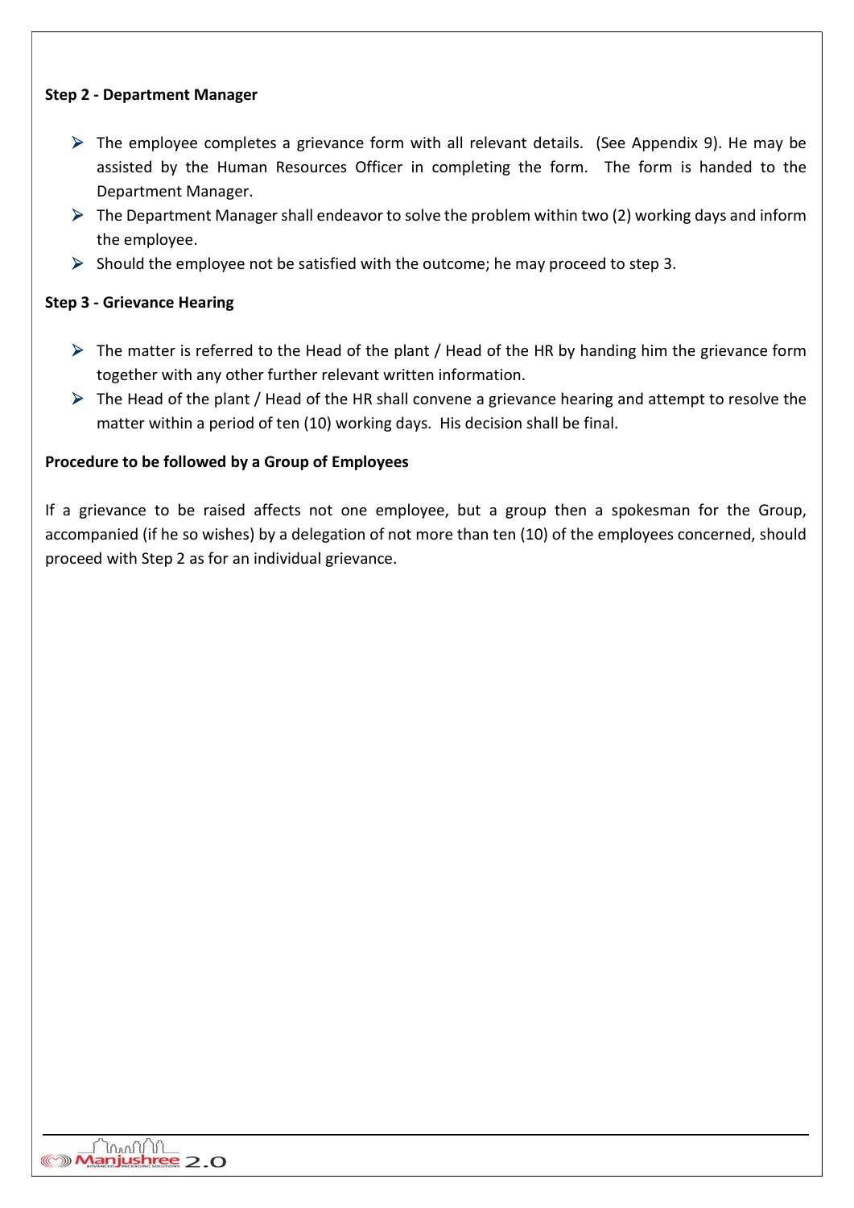**Step 2 - Department Manager**

- The employee completes a grievance form with all relevant details. (See Appendix 9). He may be assisted by the Human Resources Officer in completing the form. The form is handed to the Department Manager.
- The Department Manager shall endeavor to solve the problem within two (2) working days and inform the employee.
- Should the employee not be satisfied with the outcome; he may proceed to step 3.

**Step 3 - Grievance Hearing**

- The matter is referred to the Head of the plant / Head of the HR by handing him the grievance form together with any other further relevant written information.
- The Head of the plant / Head of the HR shall convene a grievance hearing and attempt to resolve the matter within a period of ten (10) working days. His decision shall be final.

**Procedure to be followed by a Group of Employees**

If a grievance to be raised affects not one employee, but a group then a spokesman for the Group, accompanied (if he so wishes) by a delegation of not more than ten (10) of the employees concerned, should proceed with Step 2 as for an individual grievance.